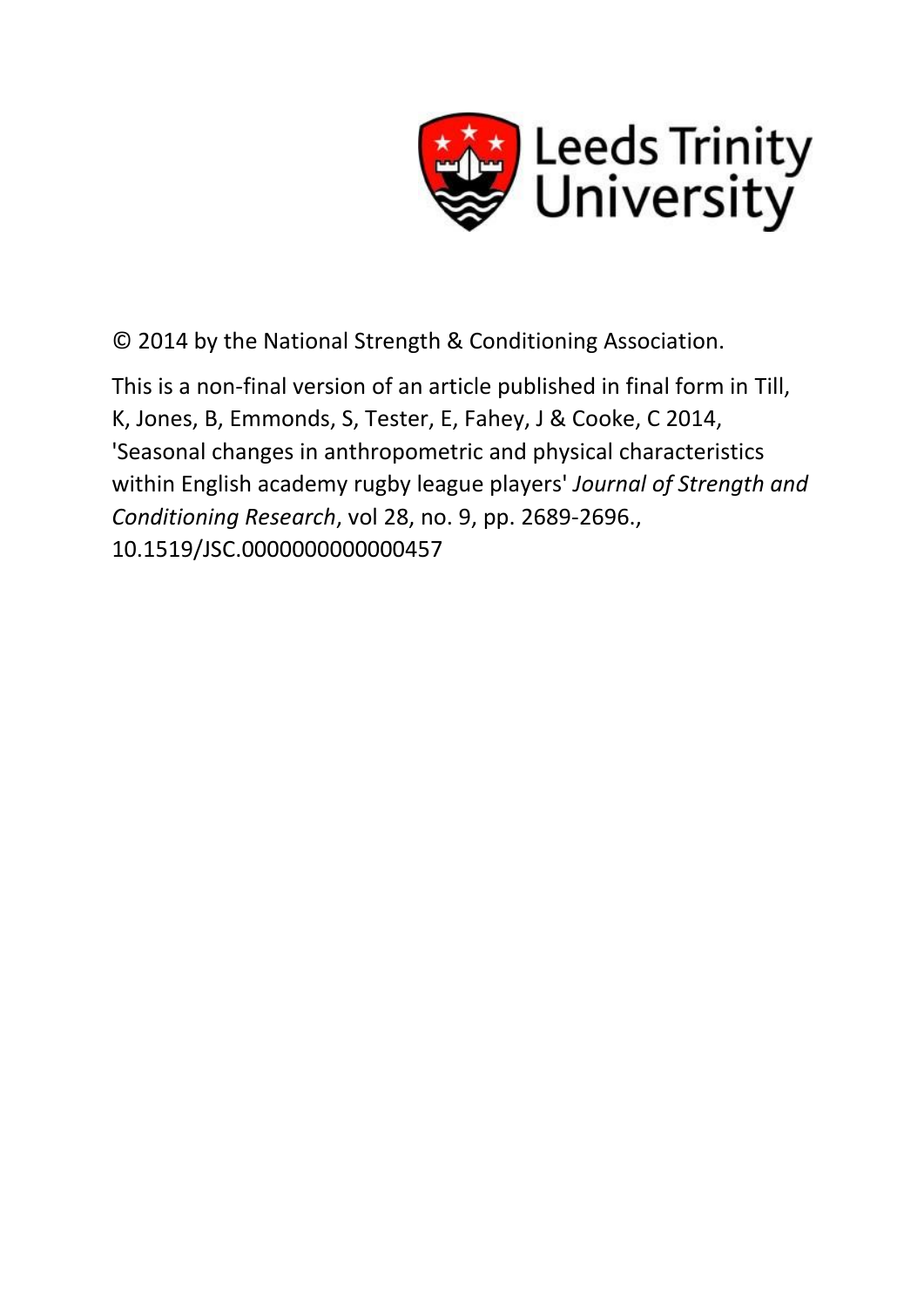Leeds Trinity University

© 2014 by the National Strength & Conditioning Association.

This is a non-final version of an article published in final form in Till, K, Jones, B, Emmonds, S, Tester, E, Fahey, J & Cooke, C 2014, 'Seasonal changes in anthropometric and physical characteristics within English academy rugby league players' *Journal of Strength and Conditioning Research*, vol 28, no. 9, pp. 2689-2696., 10.1519/JSC.0000000000000457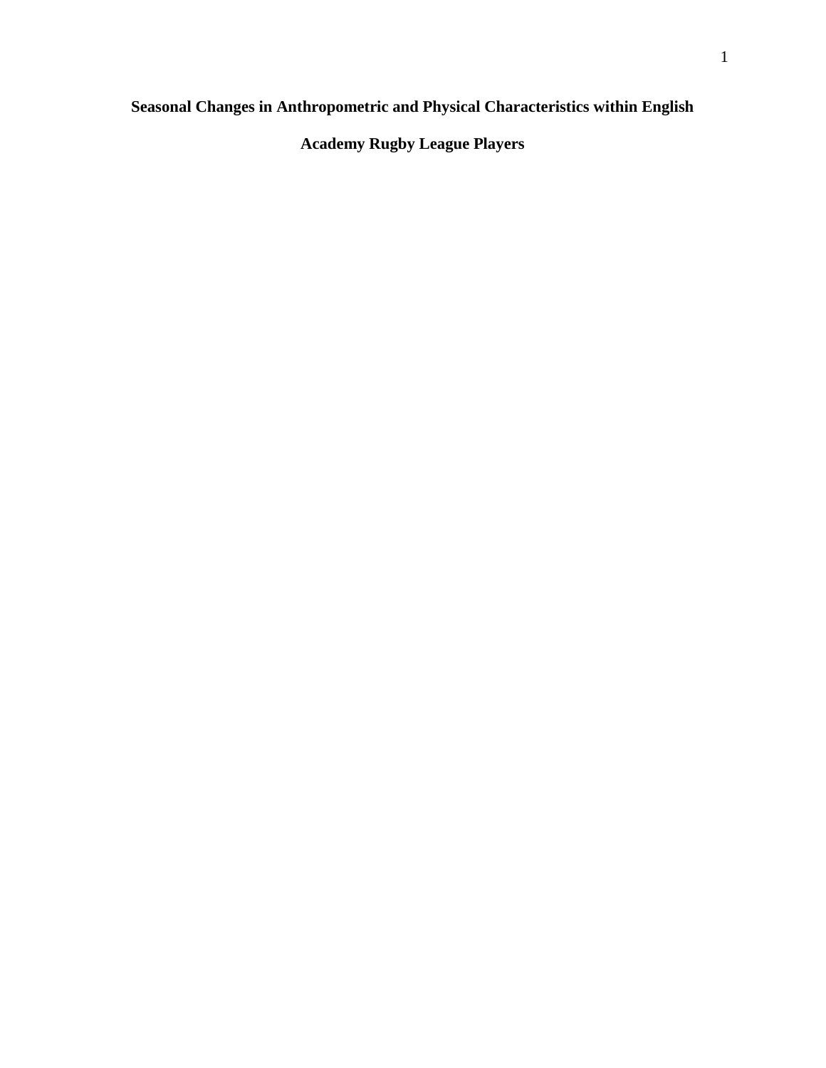# Seasonal Changes in Anthropometric and Physical Characteristics within English Academy Rugby League Players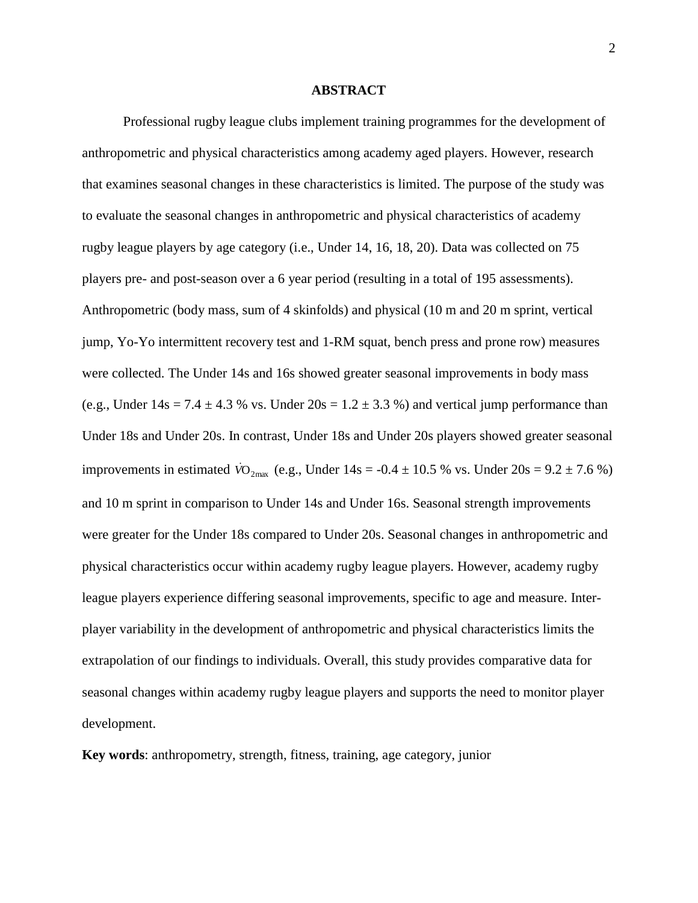# ABSTRACT

Professional rugby league clubs implement training programmes for the development of anthropometric and physical characteristics among academy aged players. However, research that examines seasonal changes in these characteristics is limited. The purpose of the study was to evaluate the seasonal changes in anthropometric and physical characteristics of academy rugby league players by age category (i.e., Under 14, 16, 18, 20). Data was collected on 75 players pre- and post-season over a 6 year period (resulting in a total of 195 assessments). Anthropometric (body mass, sum of 4 skinfolds) and physical (10 m and 20 m sprint, vertical jump, Yo-Yo intermittent recovery test and 1-RM squat, bench press and prone row) measures were collected. The Under 14s and 16s showed greater seasonal improvements in body mass (e.g., Under 14s = 7.4 ± 4.3 % vs. Under 20s = 1.2 ± 3.3 %) and vertical jump performance than Under 18s and Under 20s. In contrast, Under 18s and Under 20s players showed greater seasonal improvements in estimated $\dot{V}O_{2max}$ (e.g., Under 14s = -0.4 ± 10.5 % vs. Under 20s = 9.2 ± 7.6 %) and 10 m sprint in comparison to Under 14s and Under 16s. Seasonal strength improvements were greater for the Under 18s compared to Under 20s. Seasonal changes in anthropometric and physical characteristics occur within academy rugby league players. However, academy rugby league players experience differing seasonal improvements, specific to age and measure. Inter-player variability in the development of anthropometric and physical characteristics limits the extrapolation of our findings to individuals. Overall, this study provides comparative data for seasonal changes within academy rugby league players and supports the need to monitor player development.

**Key words**: anthropometry, strength, fitness, training, age category, junior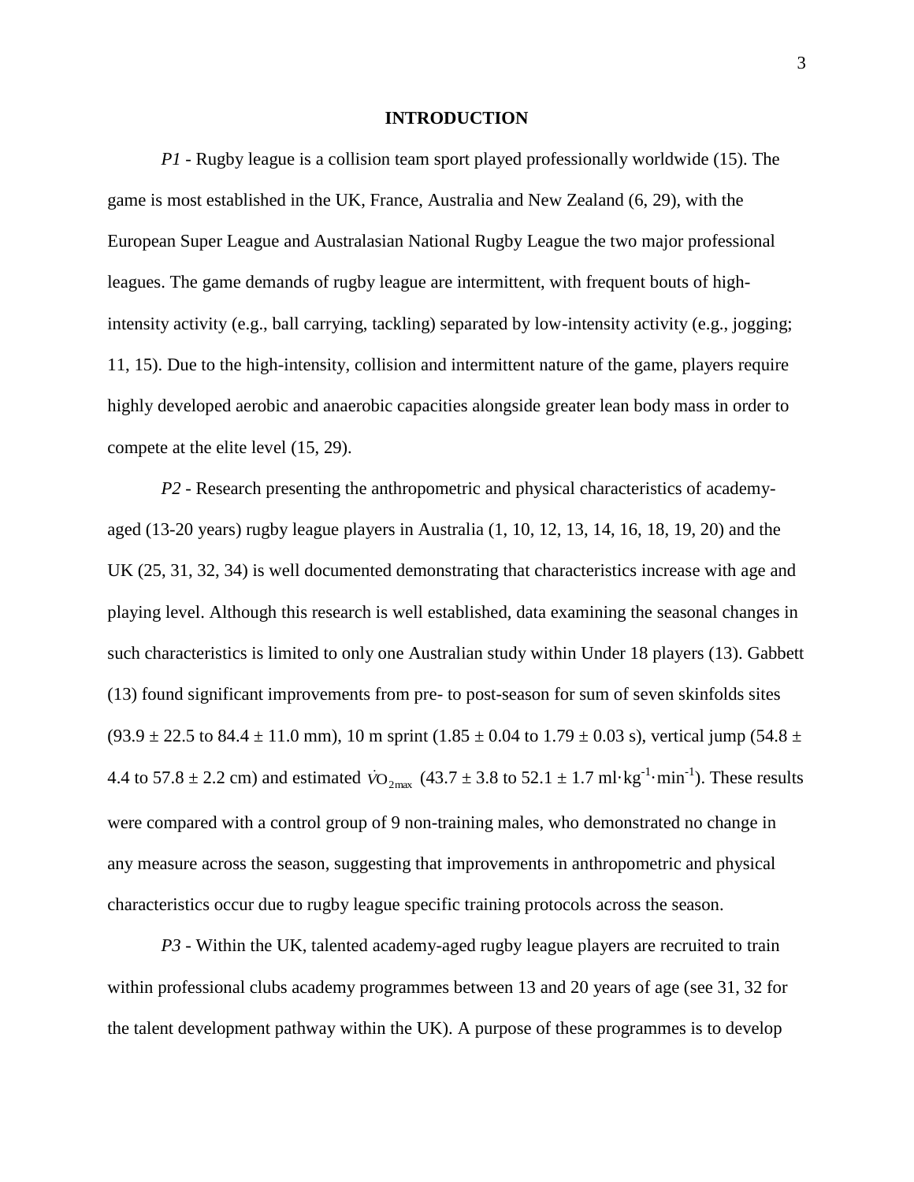# INTRODUCTION

*P1* - Rugby league is a collision team sport played professionally worldwide (15). The game is most established in the UK, France, Australia and New Zealand (6, 29), with the European Super League and Australasian National Rugby League the two major professional leagues. The game demands of rugby league are intermittent, with frequent bouts of high-intensity activity (e.g., ball carrying, tackling) separated by low-intensity activity (e.g., jogging; 11, 15). Due to the high-intensity, collision and intermittent nature of the game, players require highly developed aerobic and anaerobic capacities alongside greater lean body mass in order to compete at the elite level (15, 29).

*P2* - Research presenting the anthropometric and physical characteristics of academy-aged (13-20 years) rugby league players in Australia (1, 10, 12, 13, 14, 16, 18, 19, 20) and the UK (25, 31, 32, 34) is well documented demonstrating that characteristics increase with age and playing level. Although this research is well established, data examining the seasonal changes in such characteristics is limited to only one Australian study within Under 18 players (13). Gabbett (13) found significant improvements from pre- to post-season for sum of seven skinfolds sites ($93.9 \pm 22.5$ to $84.4 \pm 11.0$ mm), 10 m sprint ($1.85 \pm 0.04$ to $1.79 \pm 0.03$ s), vertical jump ($54.8 \pm 4.4$ to $57.8 \pm 2.2$ cm) and estimated $\dot{V}O_{2max}$ ($43.7 \pm 3.8$ to $52.1 \pm 1.7$ $ml \cdot kg^{-1} \cdot min^{-1}$). These results were compared with a control group of 9 non-training males, who demonstrated no change in any measure across the season, suggesting that improvements in anthropometric and physical characteristics occur due to rugby league specific training protocols across the season.

*P3* - Within the UK, talented academy-aged rugby league players are recruited to train within professional clubs academy programmes between 13 and 20 years of age (see 31, 32 for the talent development pathway within the UK). A purpose of these programmes is to develop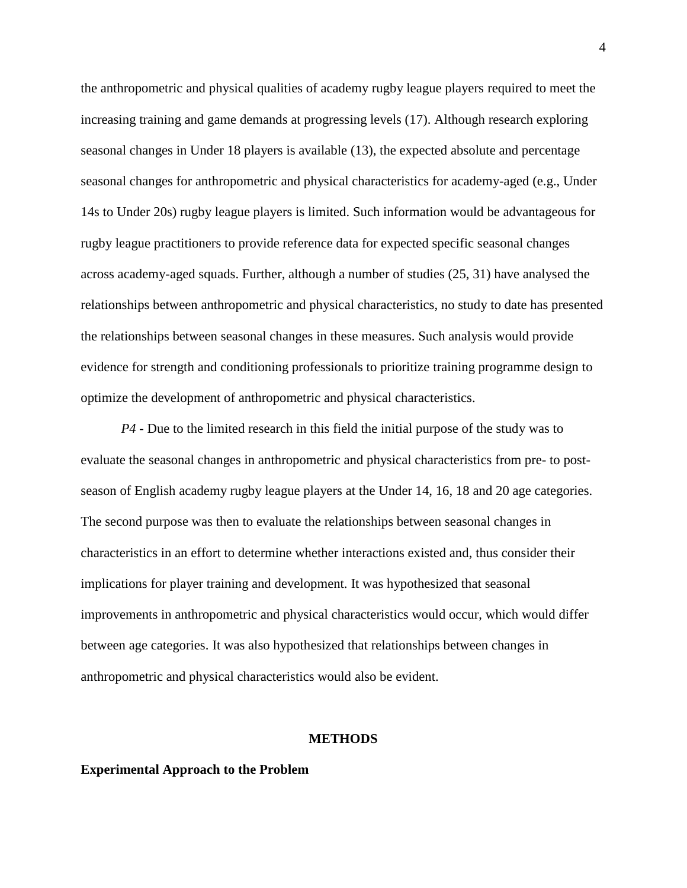the anthropometric and physical qualities of academy rugby league players required to meet the increasing training and game demands at progressing levels (17). Although research exploring seasonal changes in Under 18 players is available (13), the expected absolute and percentage seasonal changes for anthropometric and physical characteristics for academy-aged (e.g., Under 14s to Under 20s) rugby league players is limited. Such information would be advantageous for rugby league practitioners to provide reference data for expected specific seasonal changes across academy-aged squads. Further, although a number of studies (25, 31) have analysed the relationships between anthropometric and physical characteristics, no study to date has presented the relationships between seasonal changes in these measures. Such analysis would provide evidence for strength and conditioning professionals to prioritize training programme design to optimize the development of anthropometric and physical characteristics.

*P4* - Due to the limited research in this field the initial purpose of the study was to evaluate the seasonal changes in anthropometric and physical characteristics from pre- to post-season of English academy rugby league players at the Under 14, 16, 18 and 20 age categories. The second purpose was then to evaluate the relationships between seasonal changes in characteristics in an effort to determine whether interactions existed and, thus consider their implications for player training and development. It was hypothesized that seasonal improvements in anthropometric and physical characteristics would occur, which would differ between age categories. It was also hypothesized that relationships between changes in anthropometric and physical characteristics would also be evident.

## METHODS

### Experimental Approach to the Problem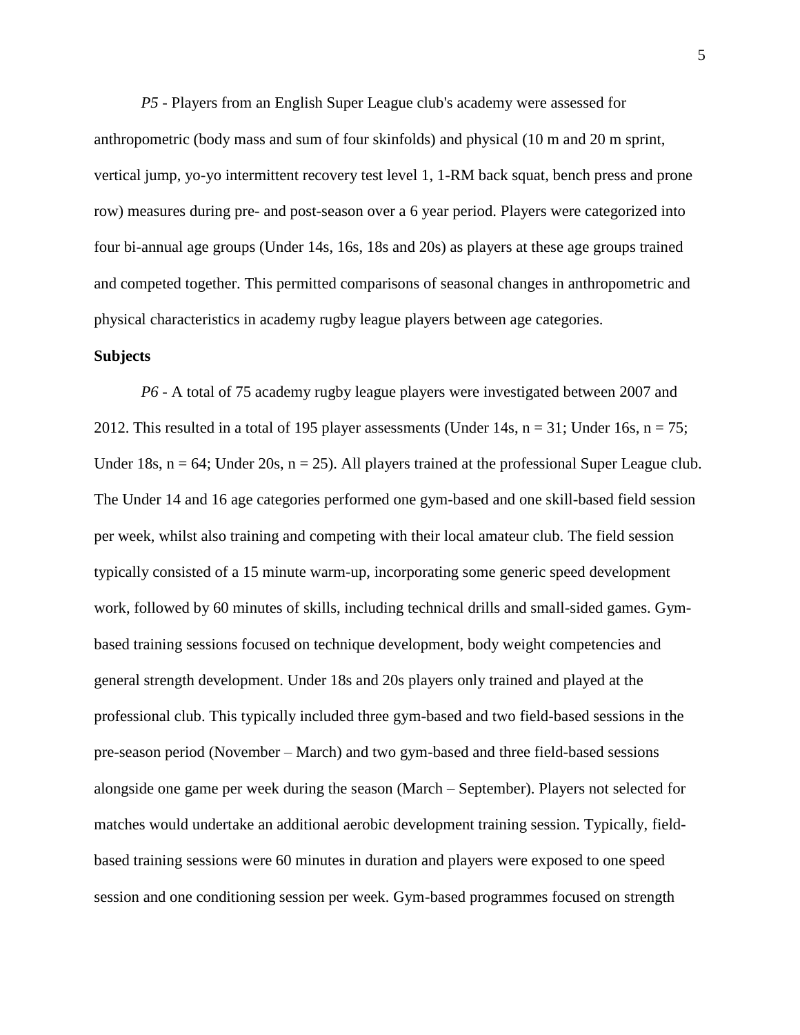*P5* - Players from an English Super League club's academy were assessed for anthropometric (body mass and sum of four skinfolds) and physical (10 m and 20 m sprint, vertical jump, yo-yo intermittent recovery test level 1, 1-RM back squat, bench press and prone row) measures during pre- and post-season over a 6 year period. Players were categorized into four bi-annual age groups (Under 14s, 16s, 18s and 20s) as players at these age groups trained and competed together. This permitted comparisons of seasonal changes in anthropometric and physical characteristics in academy rugby league players between age categories.

**Subjects**

*P6* - A total of 75 academy rugby league players were investigated between 2007 and 2012. This resulted in a total of 195 player assessments (Under 14s, n = 31; Under 16s, n = 75; Under 18s, n = 64; Under 20s, n = 25). All players trained at the professional Super League club. The Under 14 and 16 age categories performed one gym-based and one skill-based field session per week, whilst also training and competing with their local amateur club. The field session typically consisted of a 15 minute warm-up, incorporating some generic speed development work, followed by 60 minutes of skills, including technical drills and small-sided games. Gym-based training sessions focused on technique development, body weight competencies and general strength development. Under 18s and 20s players only trained and played at the professional club. This typically included three gym-based and two field-based sessions in the pre-season period (November – March) and two gym-based and three field-based sessions alongside one game per week during the season (March – September). Players not selected for matches would undertake an additional aerobic development training session. Typically, field-based training sessions were 60 minutes in duration and players were exposed to one speed session and one conditioning session per week. Gym-based programmes focused on strength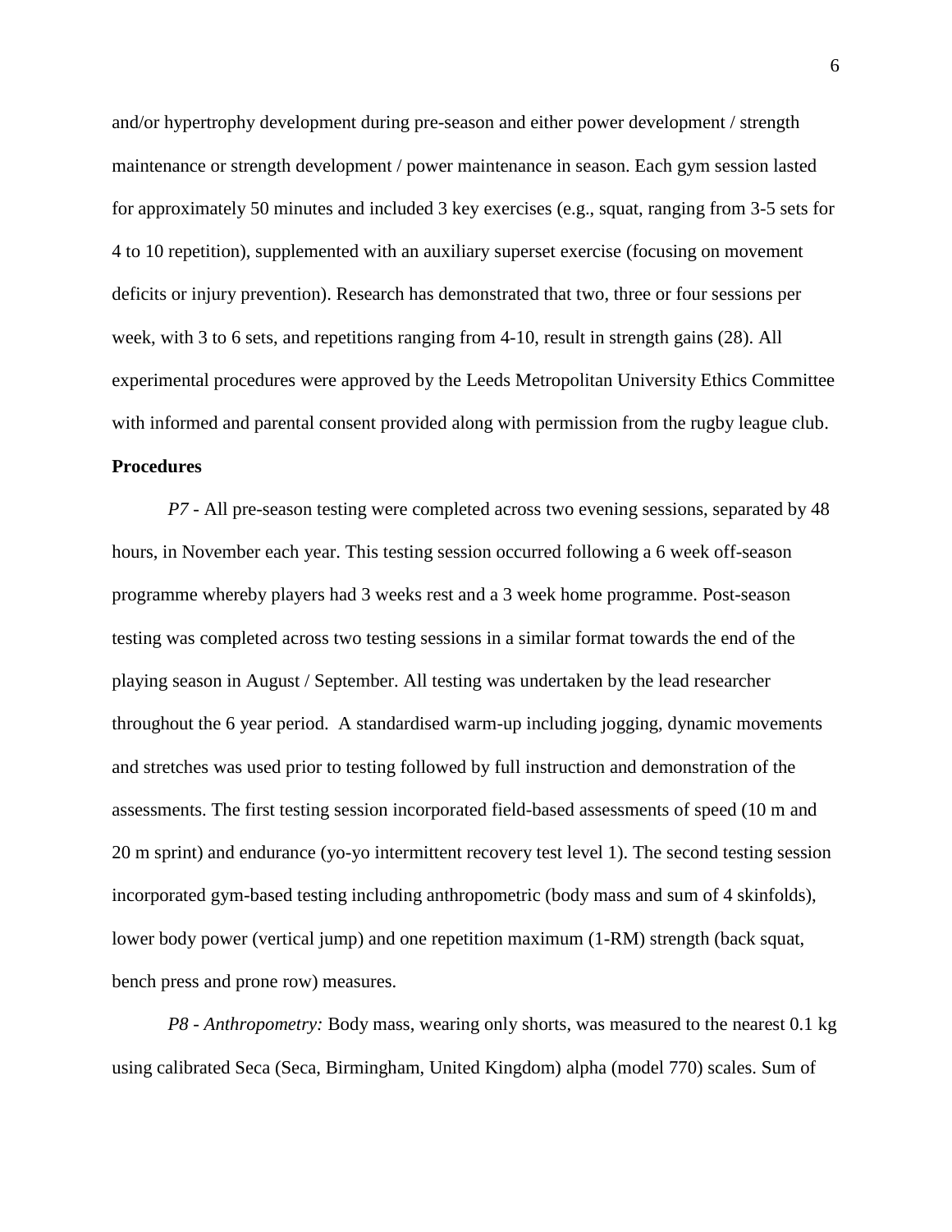and/or hypertrophy development during pre-season and either power development / strength maintenance or strength development / power maintenance in season. Each gym session lasted for approximately 50 minutes and included 3 key exercises (e.g., squat, ranging from 3-5 sets for 4 to 10 repetition), supplemented with an auxiliary superset exercise (focusing on movement deficits or injury prevention). Research has demonstrated that two, three or four sessions per week, with 3 to 6 sets, and repetitions ranging from 4-10, result in strength gains (28). All experimental procedures were approved by the Leeds Metropolitan University Ethics Committee with informed and parental consent provided along with permission from the rugby league club.

**Procedures**

*P7* - All pre-season testing were completed across two evening sessions, separated by 48 hours, in November each year. This testing session occurred following a 6 week off-season programme whereby players had 3 weeks rest and a 3 week home programme. Post-season testing was completed across two testing sessions in a similar format towards the end of the playing season in August / September. All testing was undertaken by the lead researcher throughout the 6 year period. A standardised warm-up including jogging, dynamic movements and stretches was used prior to testing followed by full instruction and demonstration of the assessments. The first testing session incorporated field-based assessments of speed (10 m and 20 m sprint) and endurance (yo-yo intermittent recovery test level 1). The second testing session incorporated gym-based testing including anthropometric (body mass and sum of 4 skinfolds), lower body power (vertical jump) and one repetition maximum (1-RM) strength (back squat, bench press and prone row) measures.

*P8 - Anthropometry:* Body mass, wearing only shorts, was measured to the nearest 0.1 kg using calibrated Seca (Seca, Birmingham, United Kingdom) alpha (model 770) scales. Sum of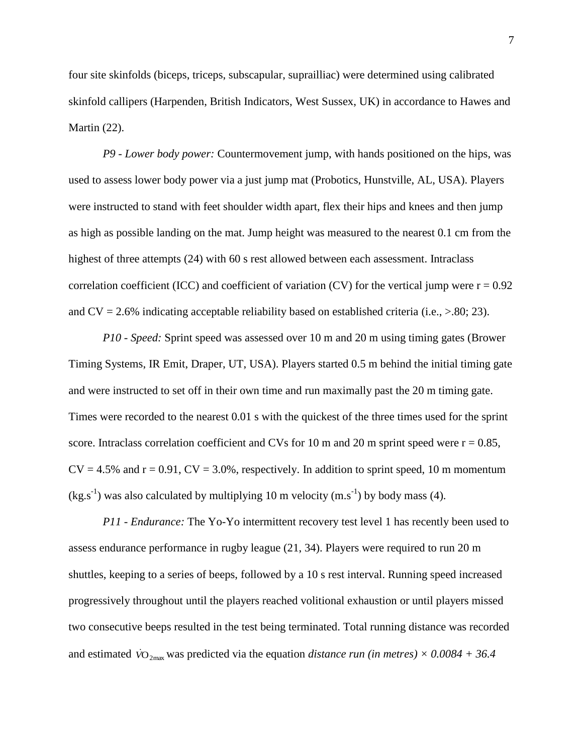four site skinfolds (biceps, triceps, subscapular, suprailliac) were determined using calibrated skinfold callipers (Harpenden, British Indicators, West Sussex, UK) in accordance to Hawes and Martin (22).

*P9 - Lower body power:* Countermovement jump, with hands positioned on the hips, was used to assess lower body power via a just jump mat (Probotics, Hunstville, AL, USA). Players were instructed to stand with feet shoulder width apart, flex their hips and knees and then jump as high as possible landing on the mat. Jump height was measured to the nearest 0.1 cm from the highest of three attempts (24) with 60 s rest allowed between each assessment. Intraclass correlation coefficient (ICC) and coefficient of variation (CV) for the vertical jump were r = 0.92 and CV = 2.6% indicating acceptable reliability based on established criteria (i.e., >.80; 23).

*P10 - Speed:* Sprint speed was assessed over 10 m and 20 m using timing gates (Brower Timing Systems, IR Emit, Draper, UT, USA). Players started 0.5 m behind the initial timing gate and were instructed to set off in their own time and run maximally past the 20 m timing gate. Times were recorded to the nearest 0.01 s with the quickest of the three times used for the sprint score. Intraclass correlation coefficient and CVs for 10 m and 20 m sprint speed were r = 0.85, CV = 4.5% and r = 0.91, CV = 3.0%, respectively. In addition to sprint speed, 10 m momentum ($kg.s^{-1}$) was also calculated by multiplying 10 m velocity ($m.s^{-1}$) by body mass (4).

*P11 - Endurance:* The Yo-Yo intermittent recovery test level 1 has recently been used to assess endurance performance in rugby league (21, 34). Players were required to run 20 m shuttles, keeping to a series of beeps, followed by a 10 s rest interval. Running speed increased progressively throughout until the players reached volitional exhaustion or until players missed two consecutive beeps resulted in the test being terminated. Total running distance was recorded and estimated $\dot{V}O_{2max}$ was predicted via the equation *distance run (in metres) × 0.0084 + 36.4*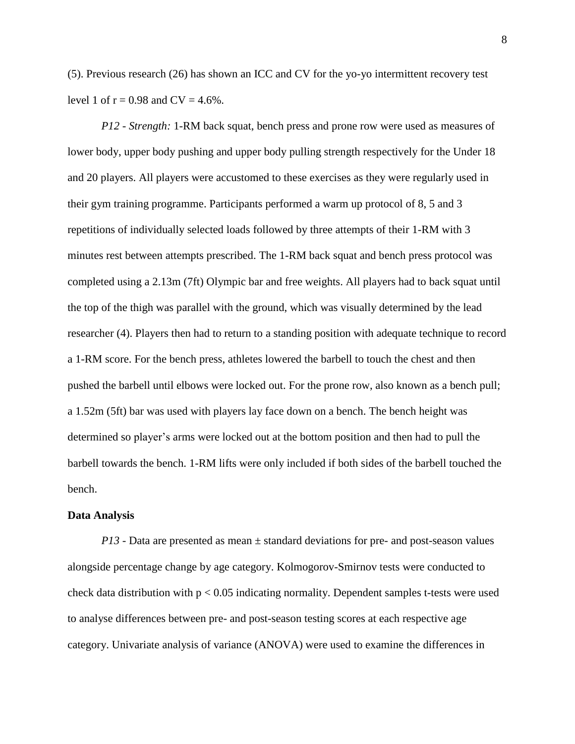(5). Previous research (26) has shown an ICC and CV for the yo-yo intermittent recovery test level 1 of $r = 0.98$ and $CV = 4.6\%$.

*P12 - Strength:* 1-RM back squat, bench press and prone row were used as measures of lower body, upper body pushing and upper body pulling strength respectively for the Under 18 and 20 players. All players were accustomed to these exercises as they were regularly used in their gym training programme. Participants performed a warm up protocol of 8, 5 and 3 repetitions of individually selected loads followed by three attempts of their 1-RM with 3 minutes rest between attempts prescribed. The 1-RM back squat and bench press protocol was completed using a 2.13m (7ft) Olympic bar and free weights. All players had to back squat until the top of the thigh was parallel with the ground, which was visually determined by the lead researcher (4). Players then had to return to a standing position with adequate technique to record a 1-RM score. For the bench press, athletes lowered the barbell to touch the chest and then pushed the barbell until elbows were locked out. For the prone row, also known as a bench pull; a 1.52m (5ft) bar was used with players lay face down on a bench. The bench height was determined so player's arms were locked out at the bottom position and then had to pull the barbell towards the bench. 1-RM lifts were only included if both sides of the barbell touched the bench.

**Data Analysis**

*P13* - Data are presented as mean ± standard deviations for pre- and post-season values alongside percentage change by age category. Kolmogorov-Smirnov tests were conducted to check data distribution with $p < 0.05$ indicating normality. Dependent samples t-tests were used to analyse differences between pre- and post-season testing scores at each respective age category. Univariate analysis of variance (ANOVA) were used to examine the differences in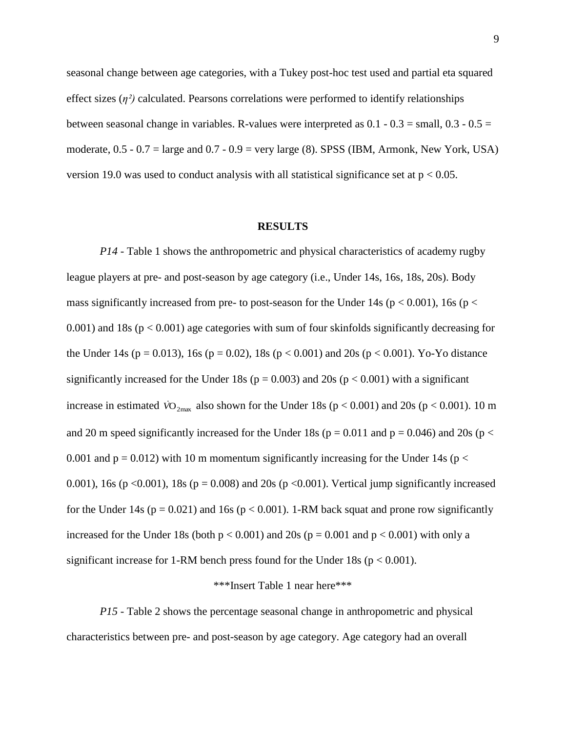seasonal change between age categories, with a Tukey post-hoc test used and partial eta squared effect sizes (*$\eta^2$*) calculated. Pearsons correlations were performed to identify relationships between seasonal change in variables. R-values were interpreted as 0.1 - 0.3 = small, 0.3 - 0.5 = moderate, 0.5 - 0.7 = large and 0.7 - 0.9 = very large (8). SPSS (IBM, Armonk, New York, USA) version 19.0 was used to conduct analysis with all statistical significance set at $p < 0.05$.

## RESULTS

*P14* - Table 1 shows the anthropometric and physical characteristics of academy rugby league players at pre- and post-season by age category (i.e., Under 14s, 16s, 18s, 20s). Body mass significantly increased from pre- to post-season for the Under 14s ($p < 0.001$), 16s ($p < 0.001$) and 18s ($p < 0.001$) age categories with sum of four skinfolds significantly decreasing for the Under 14s ($p = 0.013$), 16s ($p = 0.02$), 18s ($p < 0.001$) and 20s ($p < 0.001$). Yo-Yo distance significantly increased for the Under 18s ($p = 0.003$) and 20s ($p < 0.001$) with a significant increase in estimated $\dot{V}O_{2max}$ also shown for the Under 18s ($p < 0.001$) and 20s ($p < 0.001$). 10 m and 20 m speed significantly increased for the Under 18s ($p = 0.011$ and $p = 0.046$) and 20s ($p < 0.001$ and $p = 0.012$) with 10 m momentum significantly increasing for the Under 14s ($p < 0.001$), 16s ($p <0.001$), 18s ($p = 0.008$) and 20s ($p <0.001$). Vertical jump significantly increased for the Under 14s ($p = 0.021$) and 16s ($p < 0.001$). 1-RM back squat and prone row significantly increased for the Under 18s (both $p < 0.001$) and 20s ($p = 0.001$ and $p < 0.001$) with only a significant increase for 1-RM bench press found for the Under 18s ($p < 0.001$).

***Insert Table 1 near here***

*P15* - Table 2 shows the percentage seasonal change in anthropometric and physical characteristics between pre- and post-season by age category. Age category had an overall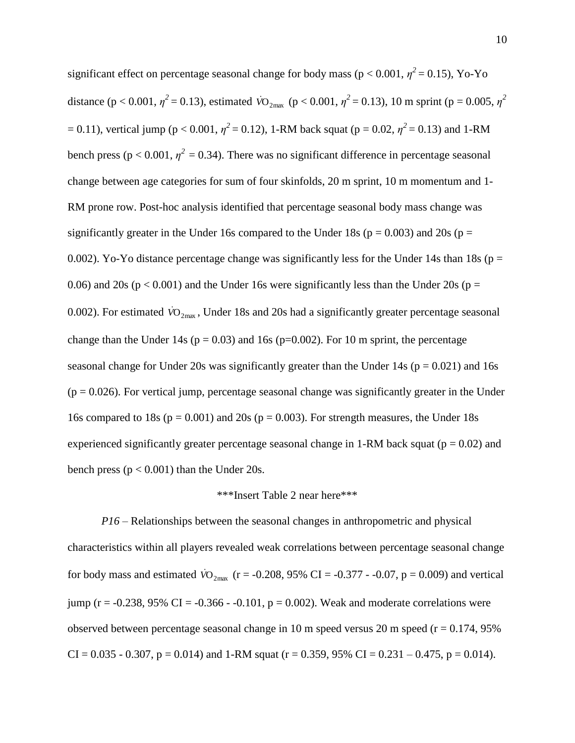significant effect on percentage seasonal change for body mass ($p < 0.001$, $\eta^2 = 0.15$), Yo-Yo distance ($p < 0.001$, $\eta^2 = 0.13$), estimated $\dot{V}O_{2max}$ ($p < 0.001$, $\eta^2 = 0.13$), 10 m sprint ($p = 0.005$, $\eta^2 = 0.11$), vertical jump ($p < 0.001$, $\eta^2 = 0.12$), 1-RM back squat ($p = 0.02$, $\eta^2 = 0.13$) and 1-RM bench press ($p < 0.001$, $\eta^2 = 0.34$). There was no significant difference in percentage seasonal change between age categories for sum of four skinfolds, 20 m sprint, 10 m momentum and 1-RM prone row. Post-hoc analysis identified that percentage seasonal body mass change was significantly greater in the Under 16s compared to the Under 18s ($p = 0.003$) and 20s ($p = 0.002$). Yo-Yo distance percentage change was significantly less for the Under 14s than 18s ($p = 0.06$) and 20s ($p < 0.001$) and the Under 16s were significantly less than the Under 20s ($p = 0.002$). For estimated $\dot{V}O_{2max}$, Under 18s and 20s had a significantly greater percentage seasonal change than the Under 14s ($p = 0.03$) and 16s ($p=0.002$). For 10 m sprint, the percentage seasonal change for Under 20s was significantly greater than the Under 14s ($p = 0.021$) and 16s ($p = 0.026$). For vertical jump, percentage seasonal change was significantly greater in the Under 16s compared to 18s ($p = 0.001$) and 20s ($p = 0.003$). For strength measures, the Under 18s experienced significantly greater percentage seasonal change in 1-RM back squat ($p = 0.02$) and bench press ($p < 0.001$) than the Under 20s.

***Insert Table 2 near here***

*P16* – Relationships between the seasonal changes in anthropometric and physical characteristics within all players revealed weak correlations between percentage seasonal change for body mass and estimated $\dot{V}O_{2max}$ ($r = -0.208$, 95% CI = -0.377 - -0.07, $p = 0.009$) and vertical jump ($r = -0.238$, 95% CI = -0.366 - -0.101, $p = 0.002$). Weak and moderate correlations were observed between percentage seasonal change in 10 m speed versus 20 m speed ($r = 0.174$, 95% CI = 0.035 - 0.307, $p = 0.014$) and 1-RM squat ($r = 0.359$, 95% CI = 0.231 – 0.475, $p = 0.014$).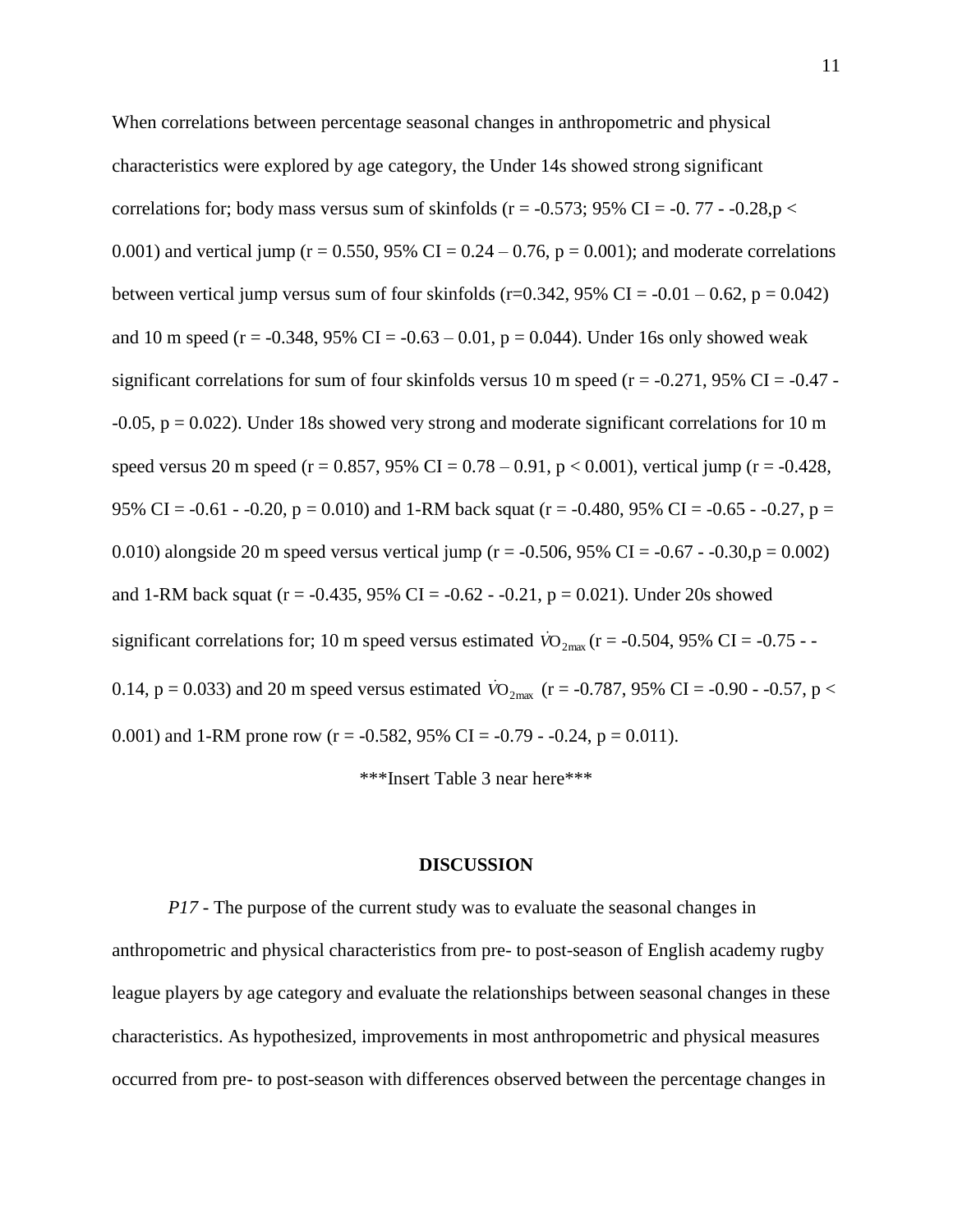When correlations between percentage seasonal changes in anthropometric and physical characteristics were explored by age category, the Under 14s showed strong significant correlations for; body mass versus sum of skinfolds ($r = -0.573$; 95% CI = -0. 77 - -0.28,$p < 0.001$) and vertical jump ($r = 0.550$, 95% CI = 0.24 – 0.76, $p = 0.001$); and moderate correlations between vertical jump versus sum of four skinfolds ($r=0.342$, 95% CI = -0.01 – 0.62, $p = 0.042$) and 10 m speed ($r = -0.348$, 95% CI = -0.63 – 0.01, $p = 0.044$). Under 16s only showed weak significant correlations for sum of four skinfolds versus 10 m speed ($r = -0.271$, 95% CI = -0.47 - -0.05, $p = 0.022$). Under 18s showed very strong and moderate significant correlations for 10 m speed versus 20 m speed ($r = 0.857$, 95% CI = 0.78 – 0.91, $p < 0.001$), vertical jump ($r = -0.428$, 95% CI = -0.61 - -0.20, $p = 0.010$) and 1-RM back squat ($r = -0.480$, 95% CI = -0.65 - -0.27, $p = 0.010$) alongside 20 m speed versus vertical jump ($r = -0.506$, 95% CI = -0.67 - -0.30,$p = 0.002$) and 1-RM back squat ($r = -0.435$, 95% CI = -0.62 - -0.21, $p = 0.021$). Under 20s showed significant correlations for; 10 m speed versus estimated $\dot{V}O_{2max}$ ($r = -0.504$, 95% CI = -0.75 - -0.14, $p = 0.033$) and 20 m speed versus estimated $\dot{V}O_{2max}$ ($r = -0.787$, 95% CI = -0.90 - -0.57, $p < 0.001$) and 1-RM prone row ($r = -0.582$, 95% CI = -0.79 - -0.24, $p = 0.011$).

***Insert Table 3 near here***

## DISCUSSION

*P17* - The purpose of the current study was to evaluate the seasonal changes in anthropometric and physical characteristics from pre- to post-season of English academy rugby league players by age category and evaluate the relationships between seasonal changes in these characteristics. As hypothesized, improvements in most anthropometric and physical measures occurred from pre- to post-season with differences observed between the percentage changes in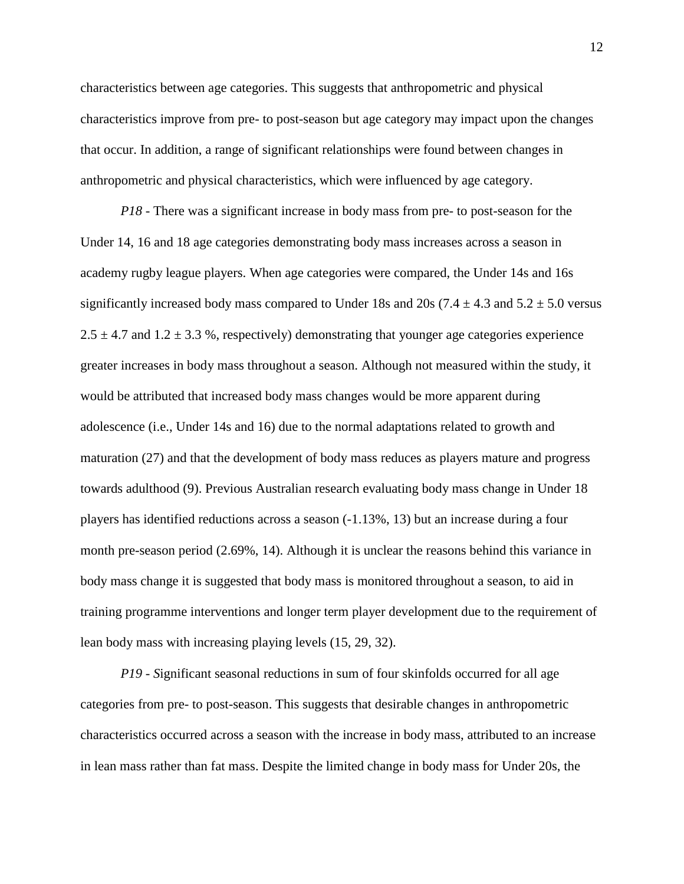characteristics between age categories. This suggests that anthropometric and physical characteristics improve from pre- to post-season but age category may impact upon the changes that occur. In addition, a range of significant relationships were found between changes in anthropometric and physical characteristics, which were influenced by age category.

*P18* - There was a significant increase in body mass from pre- to post-season for the Under 14, 16 and 18 age categories demonstrating body mass increases across a season in academy rugby league players. When age categories were compared, the Under 14s and 16s significantly increased body mass compared to Under 18s and 20s ($7.4 \pm 4.3$ and $5.2 \pm 5.0$ versus $2.5 \pm 4.7$ and $1.2 \pm 3.3$ %, respectively) demonstrating that younger age categories experience greater increases in body mass throughout a season. Although not measured within the study, it would be attributed that increased body mass changes would be more apparent during adolescence (i.e., Under 14s and 16) due to the normal adaptations related to growth and maturation (27) and that the development of body mass reduces as players mature and progress towards adulthood (9). Previous Australian research evaluating body mass change in Under 18 players has identified reductions across a season (-1.13%, 13) but an increase during a four month pre-season period (2.69%, 14). Although it is unclear the reasons behind this variance in body mass change it is suggested that body mass is monitored throughout a season, to aid in training programme interventions and longer term player development due to the requirement of lean body mass with increasing playing levels (15, 29, 32).

*P19 - S*ignificant seasonal reductions in sum of four skinfolds occurred for all age categories from pre- to post-season. This suggests that desirable changes in anthropometric characteristics occurred across a season with the increase in body mass, attributed to an increase in lean mass rather than fat mass. Despite the limited change in body mass for Under 20s, the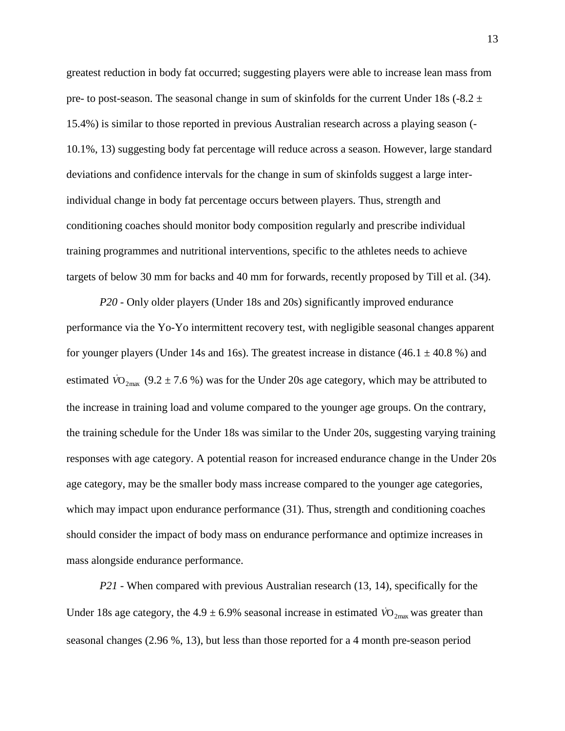greatest reduction in body fat occurred; suggesting players were able to increase lean mass from pre- to post-season. The seasonal change in sum of skinfolds for the current Under 18s ($-8.2 \pm 15.4\%$) is similar to those reported in previous Australian research across a playing season (-10.1%, 13) suggesting body fat percentage will reduce across a season. However, large standard deviations and confidence intervals for the change in sum of skinfolds suggest a large inter-individual change in body fat percentage occurs between players. Thus, strength and conditioning coaches should monitor body composition regularly and prescribe individual training programmes and nutritional interventions, specific to the athletes needs to achieve targets of below 30 mm for backs and 40 mm for forwards, recently proposed by Till et al. (34).

*P20* - Only older players (Under 18s and 20s) significantly improved endurance performance via the Yo-Yo intermittent recovery test, with negligible seasonal changes apparent for younger players (Under 14s and 16s). The greatest increase in distance ($46.1 \pm 40.8$ %) and estimated $\dot{V}O_{2max}$ ($9.2 \pm 7.6$ %) was for the Under 20s age category, which may be attributed to the increase in training load and volume compared to the younger age groups. On the contrary, the training schedule for the Under 18s was similar to the Under 20s, suggesting varying training responses with age category. A potential reason for increased endurance change in the Under 20s age category, may be the smaller body mass increase compared to the younger age categories, which may impact upon endurance performance (31). Thus, strength and conditioning coaches should consider the impact of body mass on endurance performance and optimize increases in mass alongside endurance performance.

*P21* - When compared with previous Australian research (13, 14), specifically for the Under 18s age category, the $4.9 \pm 6.9\%$ seasonal increase in estimated $\dot{V}O_{2max}$ was greater than seasonal changes (2.96 %, 13), but less than those reported for a 4 month pre-season period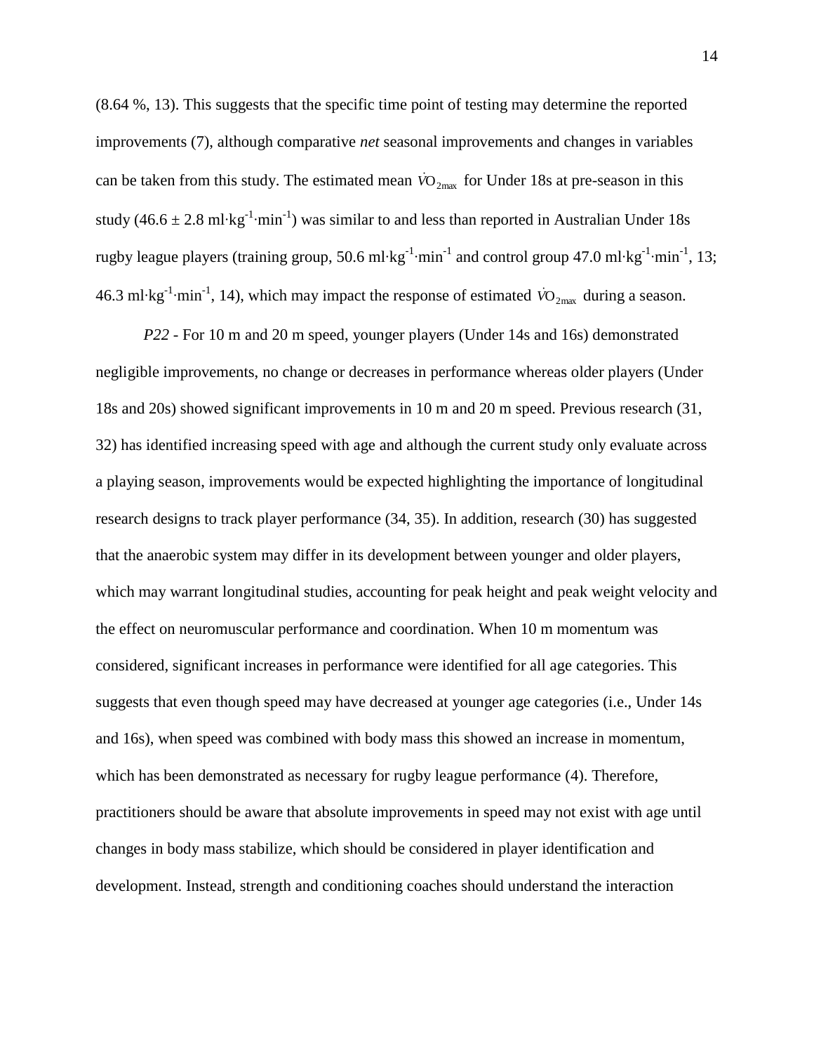(8.64 %, 13). This suggests that the specific time point of testing may determine the reported improvements (7), although comparative *net* seasonal improvements and changes in variables can be taken from this study. The estimated mean $\dot{V}O_{2max}$ for Under 18s at pre-season in this study (46.6 ± 2.8 ml·kg$^{-1}$·min$^{-1}$) was similar to and less than reported in Australian Under 18s rugby league players (training group, 50.6 ml·kg$^{-1}$·min$^{-1}$ and control group 47.0 ml·kg$^{-1}$·min$^{-1}$, 13; 46.3 ml·kg$^{-1}$·min$^{-1}$, 14), which may impact the response of estimated $\dot{V}O_{2max}$ during a season.

*P22* - For 10 m and 20 m speed, younger players (Under 14s and 16s) demonstrated negligible improvements, no change or decreases in performance whereas older players (Under 18s and 20s) showed significant improvements in 10 m and 20 m speed. Previous research (31, 32) has identified increasing speed with age and although the current study only evaluate across a playing season, improvements would be expected highlighting the importance of longitudinal research designs to track player performance (34, 35). In addition, research (30) has suggested that the anaerobic system may differ in its development between younger and older players, which may warrant longitudinal studies, accounting for peak height and peak weight velocity and the effect on neuromuscular performance and coordination. When 10 m momentum was considered, significant increases in performance were identified for all age categories. This suggests that even though speed may have decreased at younger age categories (i.e., Under 14s and 16s), when speed was combined with body mass this showed an increase in momentum, which has been demonstrated as necessary for rugby league performance (4). Therefore, practitioners should be aware that absolute improvements in speed may not exist with age until changes in body mass stabilize, which should be considered in player identification and development. Instead, strength and conditioning coaches should understand the interaction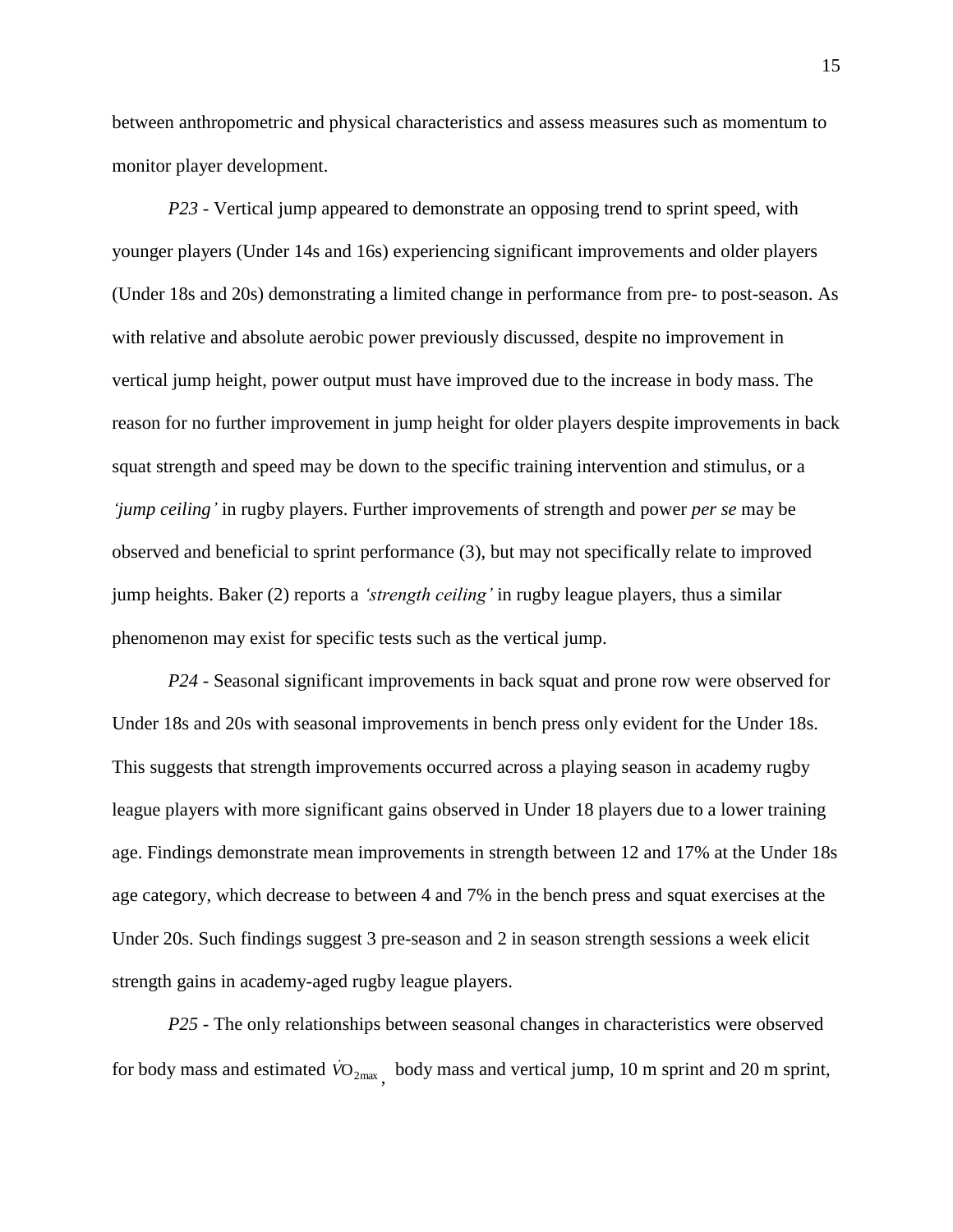between anthropometric and physical characteristics and assess measures such as momentum to monitor player development.

*P23* - Vertical jump appeared to demonstrate an opposing trend to sprint speed, with younger players (Under 14s and 16s) experiencing significant improvements and older players (Under 18s and 20s) demonstrating a limited change in performance from pre- to post-season. As with relative and absolute aerobic power previously discussed, despite no improvement in vertical jump height, power output must have improved due to the increase in body mass. The reason for no further improvement in jump height for older players despite improvements in back squat strength and speed may be down to the specific training intervention and stimulus, or a *'jump ceiling'* in rugby players. Further improvements of strength and power *per se* may be observed and beneficial to sprint performance (3), but may not specifically relate to improved jump heights. Baker (2) reports a *'strength ceiling'* in rugby league players, thus a similar phenomenon may exist for specific tests such as the vertical jump.

*P24* - Seasonal significant improvements in back squat and prone row were observed for Under 18s and 20s with seasonal improvements in bench press only evident for the Under 18s. This suggests that strength improvements occurred across a playing season in academy rugby league players with more significant gains observed in Under 18 players due to a lower training age. Findings demonstrate mean improvements in strength between 12 and 17% at the Under 18s age category, which decrease to between 4 and 7% in the bench press and squat exercises at the Under 20s. Such findings suggest 3 pre-season and 2 in season strength sessions a week elicit strength gains in academy-aged rugby league players.

*P25* - The only relationships between seasonal changes in characteristics were observed for body mass and estimated $\dot{V}O_{2max}$, body mass and vertical jump, 10 m sprint and 20 m sprint,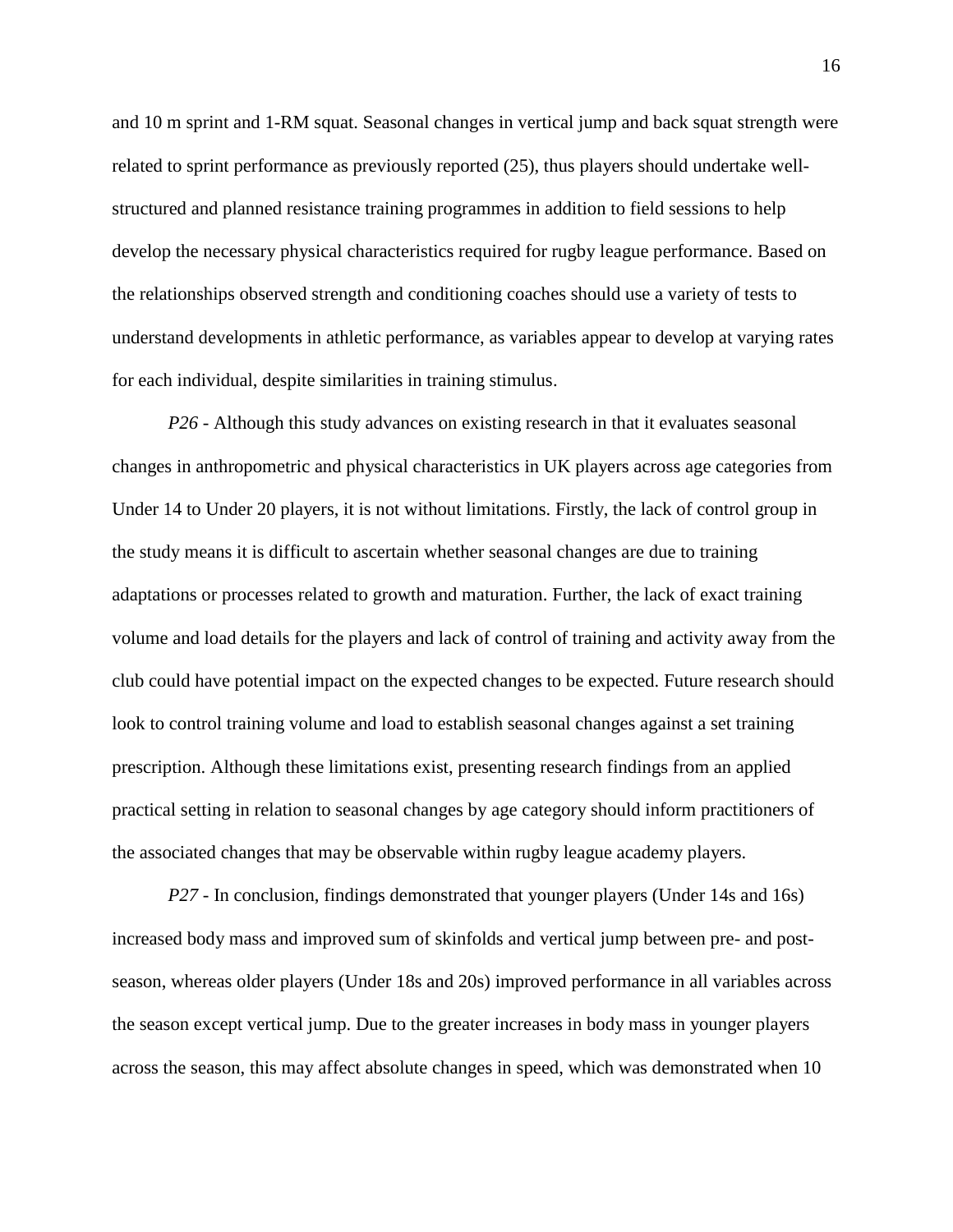and 10 m sprint and 1-RM squat. Seasonal changes in vertical jump and back squat strength were related to sprint performance as previously reported (25), thus players should undertake well-structured and planned resistance training programmes in addition to field sessions to help develop the necessary physical characteristics required for rugby league performance. Based on the relationships observed strength and conditioning coaches should use a variety of tests to understand developments in athletic performance, as variables appear to develop at varying rates for each individual, despite similarities in training stimulus.

*P26* - Although this study advances on existing research in that it evaluates seasonal changes in anthropometric and physical characteristics in UK players across age categories from Under 14 to Under 20 players, it is not without limitations. Firstly, the lack of control group in the study means it is difficult to ascertain whether seasonal changes are due to training adaptations or processes related to growth and maturation. Further, the lack of exact training volume and load details for the players and lack of control of training and activity away from the club could have potential impact on the expected changes to be expected. Future research should look to control training volume and load to establish seasonal changes against a set training prescription. Although these limitations exist, presenting research findings from an applied practical setting in relation to seasonal changes by age category should inform practitioners of the associated changes that may be observable within rugby league academy players.

*P27* - In conclusion, findings demonstrated that younger players (Under 14s and 16s) increased body mass and improved sum of skinfolds and vertical jump between pre- and post-season, whereas older players (Under 18s and 20s) improved performance in all variables across the season except vertical jump. Due to the greater increases in body mass in younger players across the season, this may affect absolute changes in speed, which was demonstrated when 10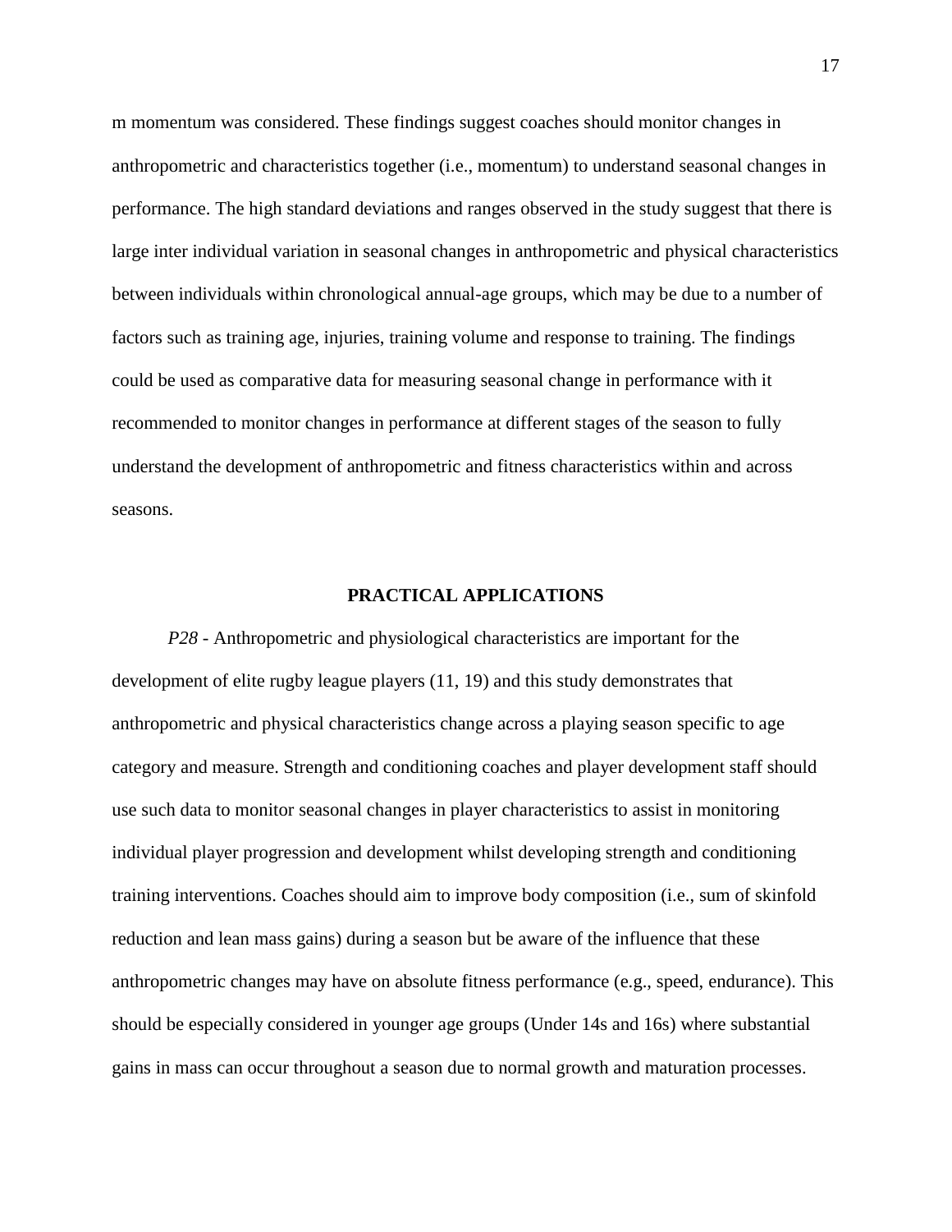m momentum was considered. These findings suggest coaches should monitor changes in anthropometric and characteristics together (i.e., momentum) to understand seasonal changes in performance. The high standard deviations and ranges observed in the study suggest that there is large inter individual variation in seasonal changes in anthropometric and physical characteristics between individuals within chronological annual-age groups, which may be due to a number of factors such as training age, injuries, training volume and response to training. The findings could be used as comparative data for measuring seasonal change in performance with it recommended to monitor changes in performance at different stages of the season to fully understand the development of anthropometric and fitness characteristics within and across seasons.

## PRACTICAL APPLICATIONS

*P28* - Anthropometric and physiological characteristics are important for the development of elite rugby league players (11, 19) and this study demonstrates that anthropometric and physical characteristics change across a playing season specific to age category and measure. Strength and conditioning coaches and player development staff should use such data to monitor seasonal changes in player characteristics to assist in monitoring individual player progression and development whilst developing strength and conditioning training interventions. Coaches should aim to improve body composition (i.e., sum of skinfold reduction and lean mass gains) during a season but be aware of the influence that these anthropometric changes may have on absolute fitness performance (e.g., speed, endurance). This should be especially considered in younger age groups (Under 14s and 16s) where substantial gains in mass can occur throughout a season due to normal growth and maturation processes.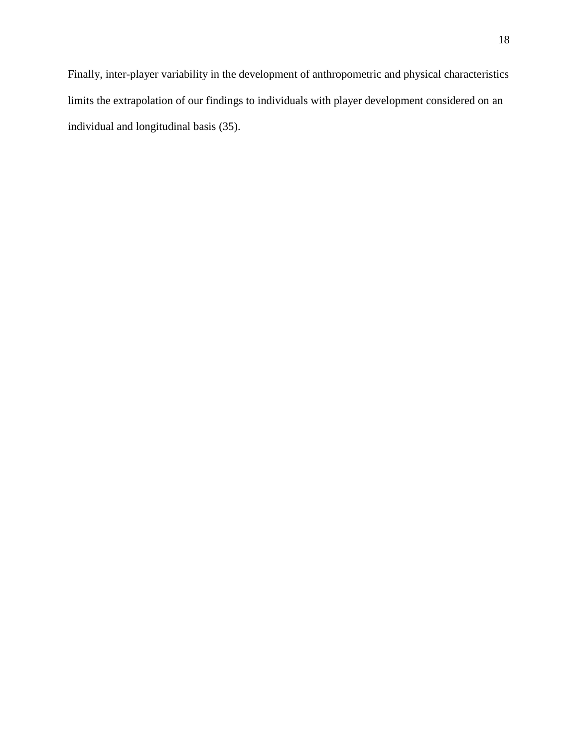Finally, inter-player variability in the development of anthropometric and physical characteristics limits the extrapolation of our findings to individuals with player development considered on an individual and longitudinal basis (35).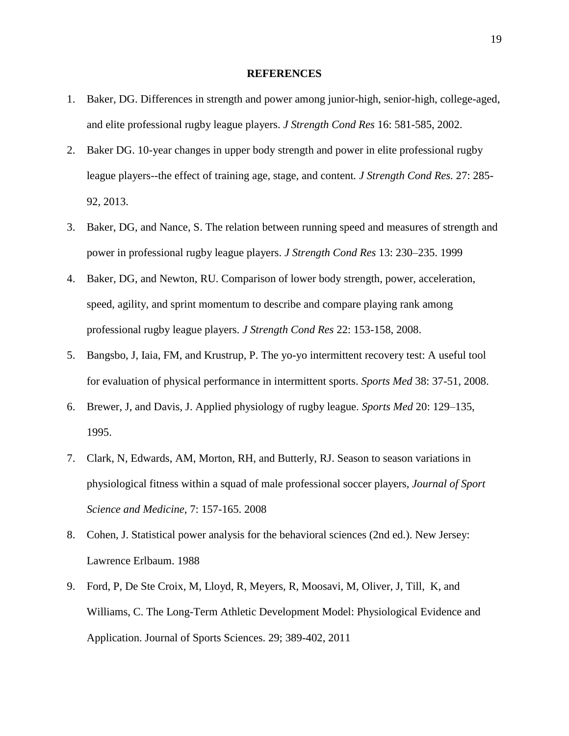## REFERENCES

1. Baker, DG. Differences in strength and power among junior-high, senior-high, college-aged, and elite professional rugby league players. *J Strength Cond Res* 16: 581-585, 2002.
2. Baker DG. 10-year changes in upper body strength and power in elite professional rugby league players--the effect of training age, stage, and content. *J Strength Cond Res.* 27: 285-92, 2013.
3. Baker, DG, and Nance, S. The relation between running speed and measures of strength and power in professional rugby league players. *J Strength Cond Res* 13: 230–235. 1999
4. Baker, DG, and Newton, RU. Comparison of lower body strength, power, acceleration, speed, agility, and sprint momentum to describe and compare playing rank among professional rugby league players. *J Strength Cond Res* 22: 153-158, 2008.
5. Bangsbo, J, Iaia, FM, and Krustrup, P. The yo-yo intermittent recovery test: A useful tool for evaluation of physical performance in intermittent sports. *Sports Med* 38: 37-51, 2008.
6. Brewer, J, and Davis, J. Applied physiology of rugby league. *Sports Med* 20: 129–135, 1995.
7. Clark, N, Edwards, AM, Morton, RH, and Butterly, RJ. Season to season variations in physiological fitness within a squad of male professional soccer players, *Journal of Sport Science and Medicine*, 7: 157-165. 2008
8. Cohen, J. Statistical power analysis for the behavioral sciences (2nd ed.). New Jersey: Lawrence Erlbaum. 1988
9. Ford, P, De Ste Croix, M, Lloyd, R, Meyers, R, Moosavi, M, Oliver, J, Till, K, and Williams, C. The Long-Term Athletic Development Model: Physiological Evidence and Application. Journal of Sports Sciences. 29; 389-402, 2011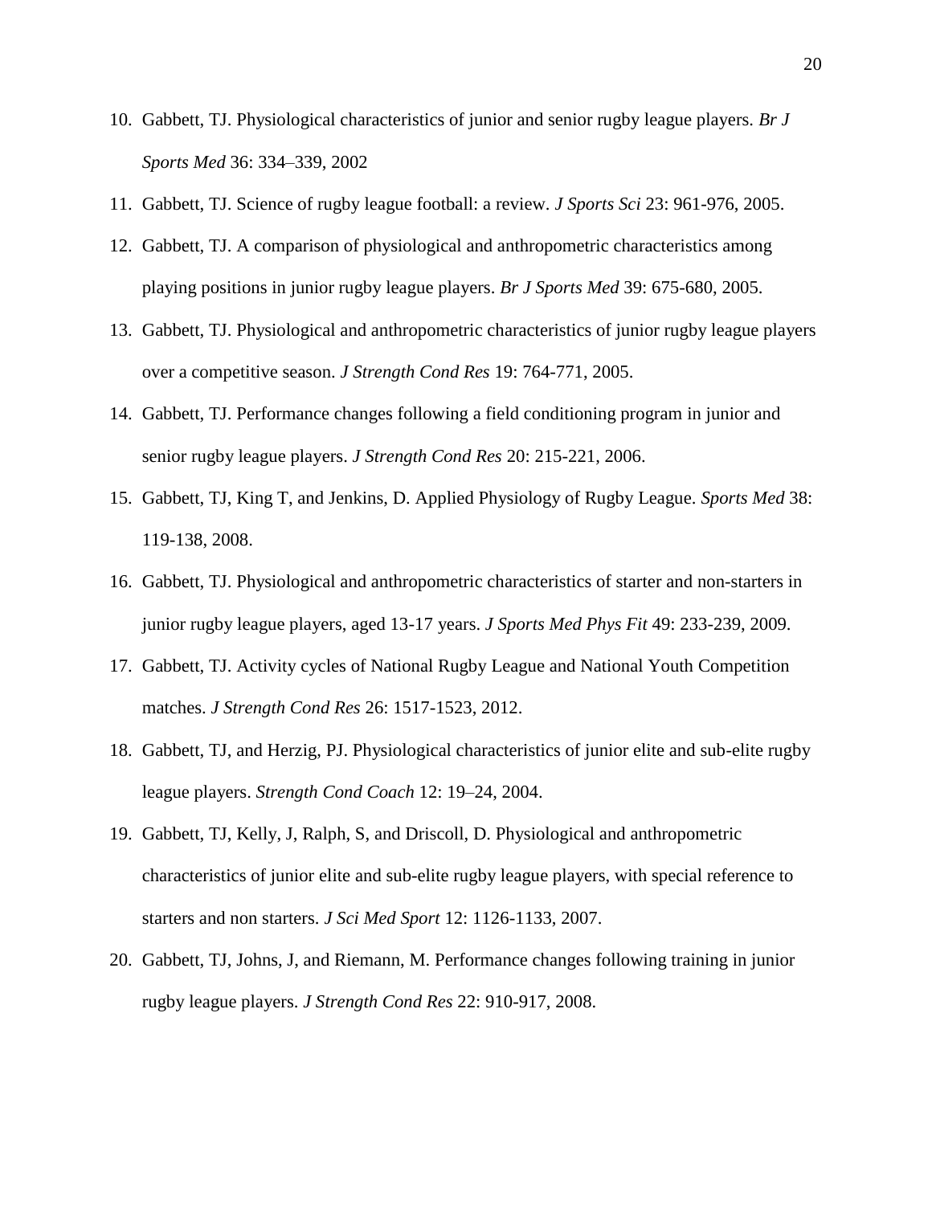10. Gabbett, TJ. Physiological characteristics of junior and senior rugby league players. *Br J Sports Med* 36: 334–339, 2002
11. Gabbett, TJ. Science of rugby league football: a review. *J Sports Sci* 23: 961-976, 2005.
12. Gabbett, TJ. A comparison of physiological and anthropometric characteristics among playing positions in junior rugby league players. *Br J Sports Med* 39: 675-680, 2005.
13. Gabbett, TJ. Physiological and anthropometric characteristics of junior rugby league players over a competitive season. *J Strength Cond Res* 19: 764-771, 2005.
14. Gabbett, TJ. Performance changes following a field conditioning program in junior and senior rugby league players. *J Strength Cond Res* 20: 215-221, 2006.
15. Gabbett, TJ, King T, and Jenkins, D. Applied Physiology of Rugby League. *Sports Med* 38: 119-138, 2008.
16. Gabbett, TJ. Physiological and anthropometric characteristics of starter and non-starters in junior rugby league players, aged 13-17 years. *J Sports Med Phys Fit* 49: 233-239, 2009.
17. Gabbett, TJ. Activity cycles of National Rugby League and National Youth Competition matches. *J Strength Cond Res* 26: 1517-1523, 2012.
18. Gabbett, TJ, and Herzig, PJ. Physiological characteristics of junior elite and sub-elite rugby league players. *Strength Cond Coach* 12: 19–24, 2004.
19. Gabbett, TJ, Kelly, J, Ralph, S, and Driscoll, D. Physiological and anthropometric characteristics of junior elite and sub-elite rugby league players, with special reference to starters and non starters. *J Sci Med Sport* 12: 1126-1133, 2007.
20. Gabbett, TJ, Johns, J, and Riemann, M. Performance changes following training in junior rugby league players. *J Strength Cond Res* 22: 910-917, 2008.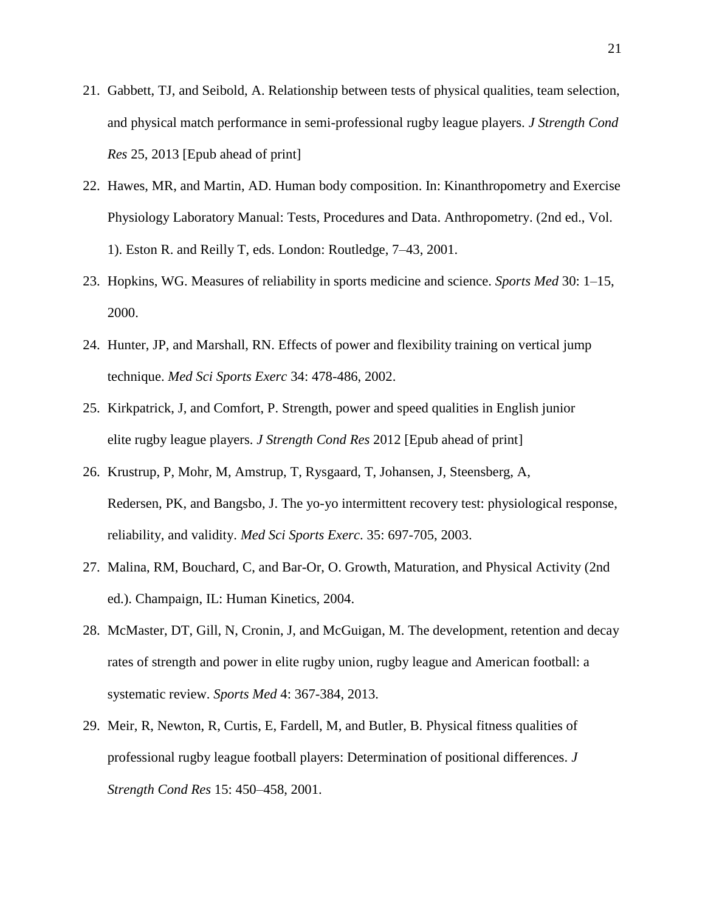21. Gabbett, TJ, and Seibold, A. Relationship between tests of physical qualities, team selection, and physical match performance in semi-professional rugby league players. *J Strength Cond Res* 25, 2013 [Epub ahead of print]

22. Hawes, MR, and Martin, AD. Human body composition. In: Kinanthropometry and Exercise Physiology Laboratory Manual: Tests, Procedures and Data. Anthropometry. (2nd ed., Vol. 1). Eston R. and Reilly T, eds. London: Routledge, 7–43, 2001.

23. Hopkins, WG. Measures of reliability in sports medicine and science. *Sports Med* 30: 1–15, 2000.

24. Hunter, JP, and Marshall, RN. Effects of power and flexibility training on vertical jump technique. *Med Sci Sports Exerc* 34: 478-486, 2002.

25. Kirkpatrick, J, and Comfort, P. Strength, power and speed qualities in English junior elite rugby league players. *J Strength Cond Res* 2012 [Epub ahead of print]

26. Krustrup, P, Mohr, M, Amstrup, T, Rysgaard, T, Johansen, J, Steensberg, A, Redersen, PK, and Bangsbo, J. The yo-yo intermittent recovery test: physiological response, reliability, and validity. *Med Sci Sports Exerc*. 35: 697-705, 2003.

27. Malina, RM, Bouchard, C, and Bar-Or, O. Growth, Maturation, and Physical Activity (2nd ed.). Champaign, IL: Human Kinetics, 2004.

28. McMaster, DT, Gill, N, Cronin, J, and McGuigan, M. The development, retention and decay rates of strength and power in elite rugby union, rugby league and American football: a systematic review. *Sports Med* 4: 367-384, 2013.

29. Meir, R, Newton, R, Curtis, E, Fardell, M, and Butler, B. Physical fitness qualities of professional rugby league football players: Determination of positional differences. *J Strength Cond Res* 15: 450–458, 2001.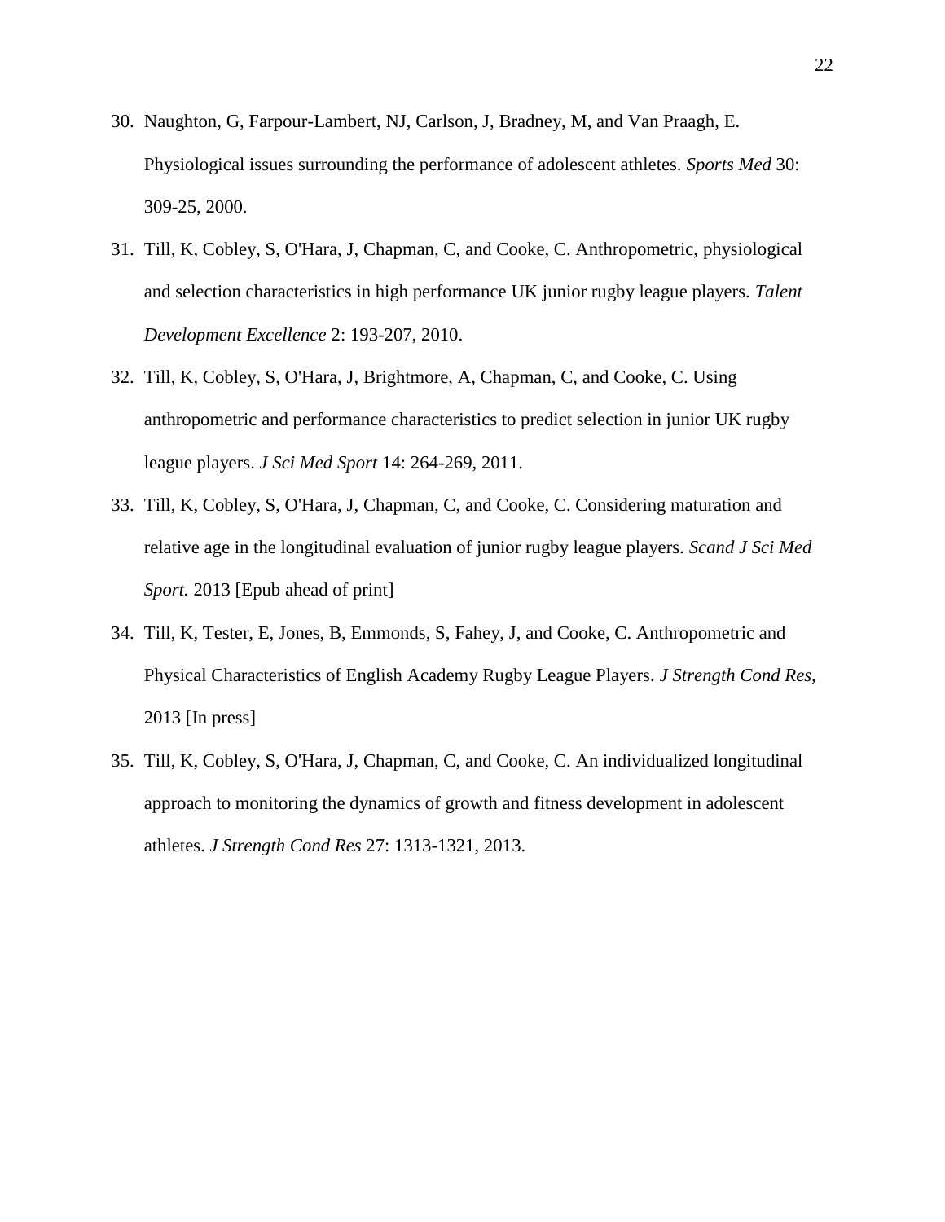30. Naughton, G, Farpour-Lambert, NJ, Carlson, J, Bradney, M, and Van Praagh, E. Physiological issues surrounding the performance of adolescent athletes. *Sports Med* 30: 309-25, 2000.
31. Till, K, Cobley, S, O'Hara, J, Chapman, C, and Cooke, C. Anthropometric, physiological and selection characteristics in high performance UK junior rugby league players. *Talent Development Excellence* 2: 193-207, 2010.
32. Till, K, Cobley, S, O'Hara, J, Brightmore, A, Chapman, C, and Cooke, C. Using anthropometric and performance characteristics to predict selection in junior UK rugby league players. *J Sci Med Sport* 14: 264-269, 2011.
33. Till, K, Cobley, S, O'Hara, J, Chapman, C, and Cooke, C. Considering maturation and relative age in the longitudinal evaluation of junior rugby league players. *Scand J Sci Med Sport.* 2013 [Epub ahead of print]
34. Till, K, Tester, E, Jones, B, Emmonds, S, Fahey, J, and Cooke, C. Anthropometric and Physical Characteristics of English Academy Rugby League Players. *J Strength Cond Res*, 2013 [In press]
35. Till, K, Cobley, S, O'Hara, J, Chapman, C, and Cooke, C. An individualized longitudinal approach to monitoring the dynamics of growth and fitness development in adolescent athletes. *J Strength Cond Res* 27: 1313-1321, 2013.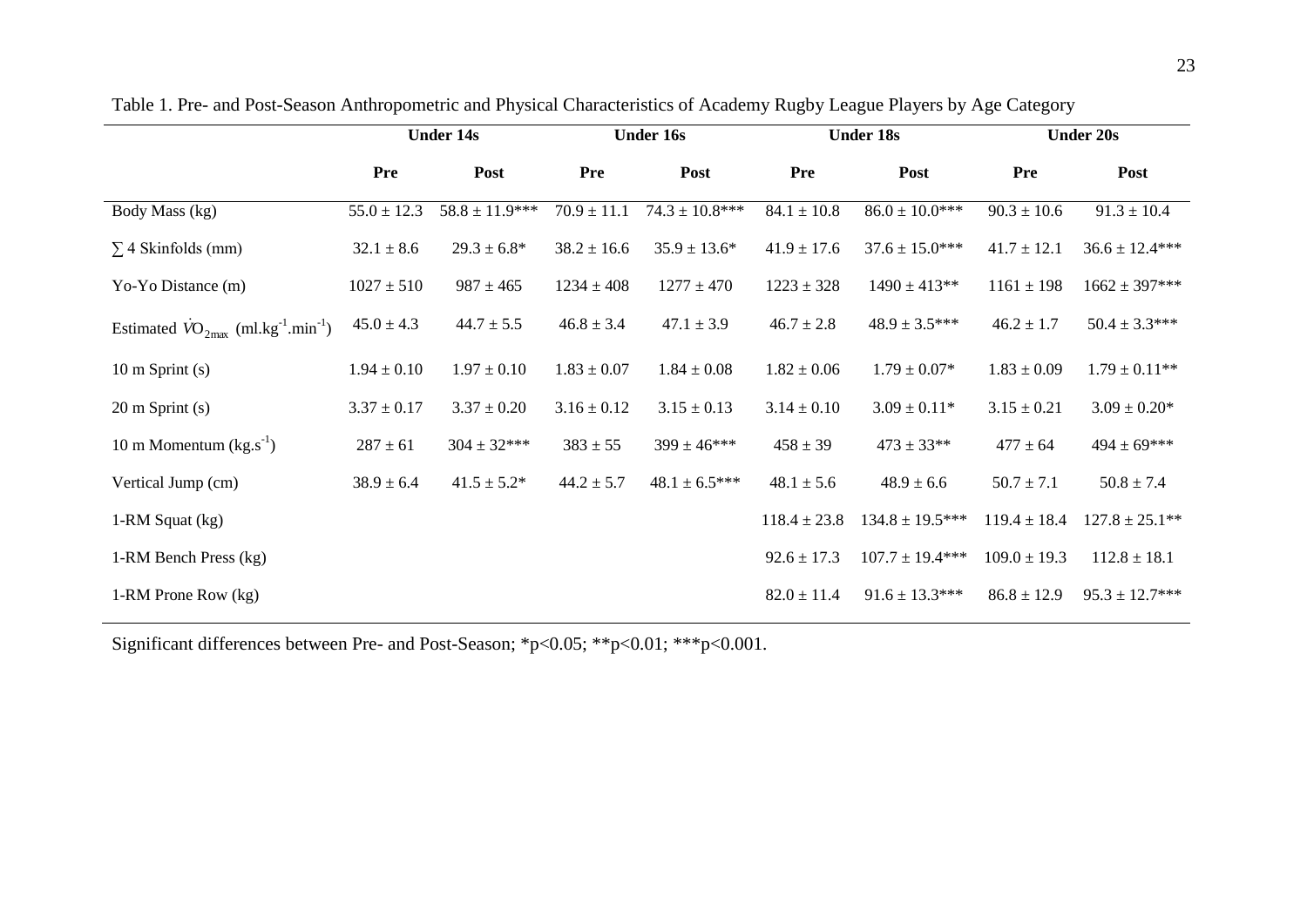Table 1. Pre- and Post-Season Anthropometric and Physical Characteristics of Academy Rugby League Players by Age Category

| | Under 14s | | Under 16s | | Under 18s | | Under 20s | |
|---|---|---|---|---|---|---|---|---|
| | Pre | Post | Pre | Post | Pre | Post | Pre | Post |
| Body Mass (kg) | 55.0 ± 12.3 | 58.8 ± 11.9*** | 70.9 ± 11.1 | 74.3 ± 10.8*** | 84.1 ± 10.8 | 86.0 ± 10.0*** | 90.3 ± 10.6 | 91.3 ± 10.4 |
| ∑ 4 Skinfolds (mm) | 32.1 ± 8.6 | 29.3 ± 6.8* | 38.2 ± 16.6 | 35.9 ± 13.6* | 41.9 ± 17.6 | 37.6 ± 15.0*** | 41.7 ± 12.1 | 36.6 ± 12.4*** |
| Yo-Yo Distance (m) | 1027 ± 510 | 987 ± 465 | 1234 ± 408 | 1277 ± 470 | 1223 ± 328 | 1490 ± 413** | 1161 ± 198 | 1662 ± 397*** |
| Estimated $\dot{V}O_{2max}$ ($ml.kg^{-1}.min^{-1}$) | 45.0 ± 4.3 | 44.7 ± 5.5 | 46.8 ± 3.4 | 47.1 ± 3.9 | 46.7 ± 2.8 | 48.9 ± 3.5*** | 46.2 ± 1.7 | 50.4 ± 3.3*** |
| 10 m Sprint (s) | 1.94 ± 0.10 | 1.97 ± 0.10 | 1.83 ± 0.07 | 1.84 ± 0.08 | 1.82 ± 0.06 | 1.79 ± 0.07* | 1.83 ± 0.09 | 1.79 ± 0.11** |
| 20 m Sprint (s) | 3.37 ± 0.17 | 3.37 ± 0.20 | 3.16 ± 0.12 | 3.15 ± 0.13 | 3.14 ± 0.10 | 3.09 ± 0.11* | 3.15 ± 0.21 | 3.09 ± 0.20* |
| 10 m Momentum ($kg.s^{-1}$) | 287 ± 61 | 304 ± 32*** | 383 ± 55 | 399 ± 46*** | 458 ± 39 | 473 ± 33** | 477 ± 64 | 494 ± 69*** |
| Vertical Jump (cm) | 38.9 ± 6.4 | 41.5 ± 5.2* | 44.2 ± 5.7 | 48.1 ± 6.5*** | 48.1 ± 5.6 | 48.9 ± 6.6 | 50.7 ± 7.1 | 50.8 ± 7.4 |
| 1-RM Squat (kg) | | | | | 118.4 ± 23.8 | 134.8 ± 19.5*** | 119.4 ± 18.4 | 127.8 ± 25.1** |
| 1-RM Bench Press (kg) | | | | | 92.6 ± 17.3 | 107.7 ± 19.4*** | 109.0 ± 19.3 | 112.8 ± 18.1 |
| 1-RM Prone Row (kg) | | | | | 82.0 ± 11.4 | 91.6 ± 13.3*** | 86.8 ± 12.9 | 95.3 ± 12.7*** |

Significant differences between Pre- and Post-Season; *$p<0.05$; **$p<0.01$; ***$p<0.001$.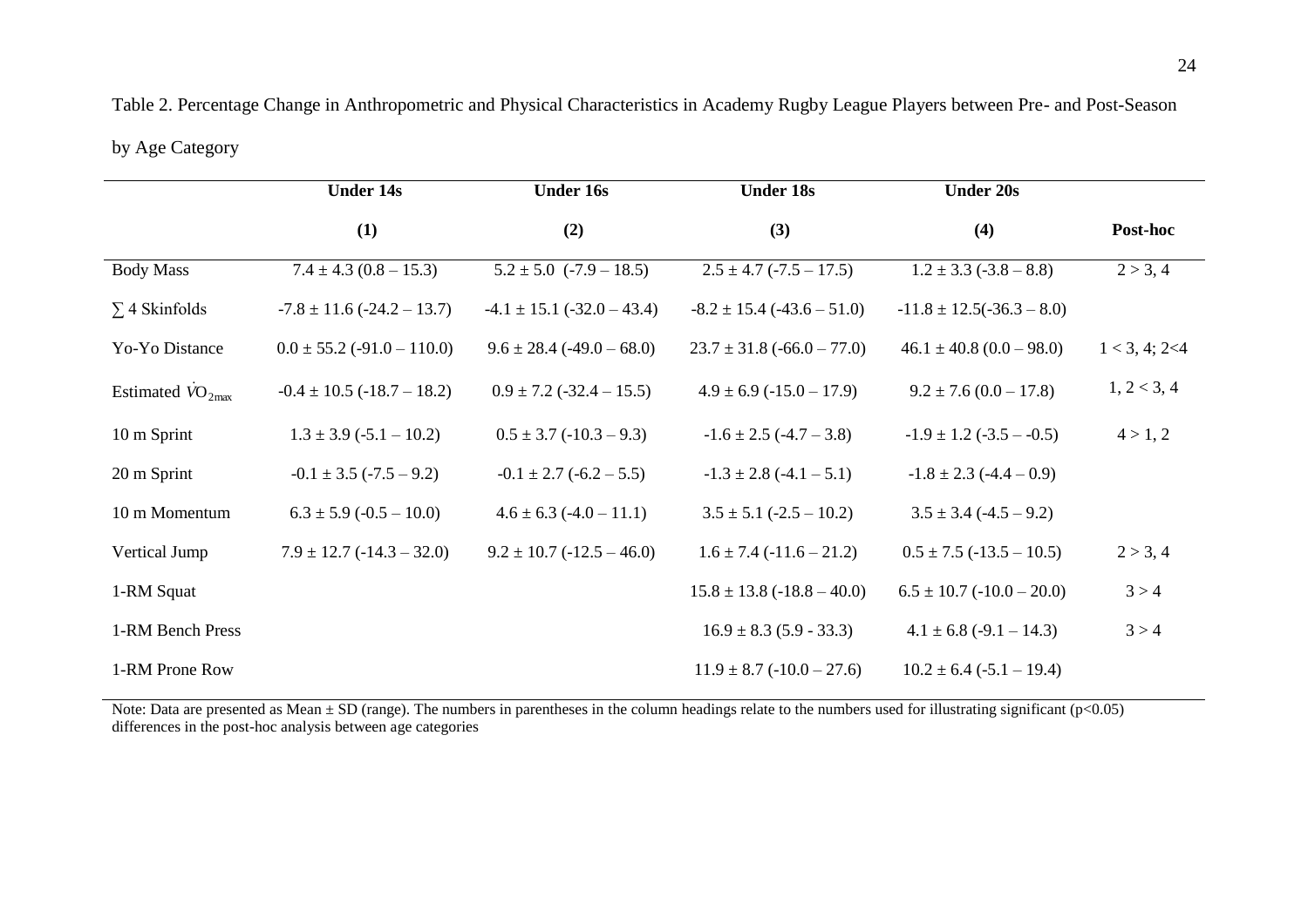Table 2. Percentage Change in Anthropometric and Physical Characteristics in Academy Rugby League Players between Pre- and Post-Season by Age Category

| | Under 14s (1) | Under 16s (2) | Under 18s (3) | Under 20s (4) | Post-hoc |
|---|---|---|---|---|---|
| Body Mass | 7.4 ± 4.3 (0.8 – 15.3) | 5.2 ± 5.0 (-7.9 – 18.5) | 2.5 ± 4.7 (-7.5 – 17.5) | 1.2 ± 3.3 (-3.8 – 8.8) | 2 > 3, 4 |
| ∑ 4 Skinfolds | -7.8 ± 11.6 (-24.2 – 13.7) | -4.1 ± 15.1 (-32.0 – 43.4) | -8.2 ± 15.4 (-43.6 – 51.0) | -11.8 ± 12.5(-36.3 – 8.0) | |
| Yo-Yo Distance | 0.0 ± 55.2 (-91.0 – 110.0) | 9.6 ± 28.4 (-49.0 – 68.0) | 23.7 ± 31.8 (-66.0 – 77.0) | 46.1 ± 40.8 (0.0 – 98.0) | 1 < 3, 4; 2<4 |
| Estimated $\dot{V}O_{2max}$ | -0.4 ± 10.5 (-18.7 – 18.2) | 0.9 ± 7.2 (-32.4 – 15.5) | 4.9 ± 6.9 (-15.0 – 17.9) | 9.2 ± 7.6 (0.0 – 17.8) | 1, 2 < 3, 4 |
| 10 m Sprint | 1.3 ± 3.9 (-5.1 – 10.2) | 0.5 ± 3.7 (-10.3 – 9.3) | -1.6 ± 2.5 (-4.7 – 3.8) | -1.9 ± 1.2 (-3.5 – -0.5) | 4 > 1, 2 |
| 20 m Sprint | -0.1 ± 3.5 (-7.5 – 9.2) | -0.1 ± 2.7 (-6.2 – 5.5) | -1.3 ± 2.8 (-4.1 – 5.1) | -1.8 ± 2.3 (-4.4 – 0.9) | |
| 10 m Momentum | 6.3 ± 5.9 (-0.5 – 10.0) | 4.6 ± 6.3 (-4.0 – 11.1) | 3.5 ± 5.1 (-2.5 – 10.2) | 3.5 ± 3.4 (-4.5 – 9.2) | |
| Vertical Jump | 7.9 ± 12.7 (-14.3 – 32.0) | 9.2 ± 10.7 (-12.5 – 46.0) | 1.6 ± 7.4 (-11.6 – 21.2) | 0.5 ± 7.5 (-13.5 – 10.5) | 2 > 3, 4 |
| 1-RM Squat | | | 15.8 ± 13.8 (-18.8 – 40.0) | 6.5 ± 10.7 (-10.0 – 20.0) | 3 > 4 |
| 1-RM Bench Press | | | 16.9 ± 8.3 (5.9 - 33.3) | 4.1 ± 6.8 (-9.1 – 14.3) | 3 > 4 |
| 1-RM Prone Row | | | 11.9 ± 8.7 (-10.0 – 27.6) | 10.2 ± 6.4 (-5.1 – 19.4) | |

Note: Data are presented as Mean ± SD (range). The numbers in parentheses in the column headings relate to the numbers used for illustrating significant ($p<0.05$) differences in the post-hoc analysis between age categories